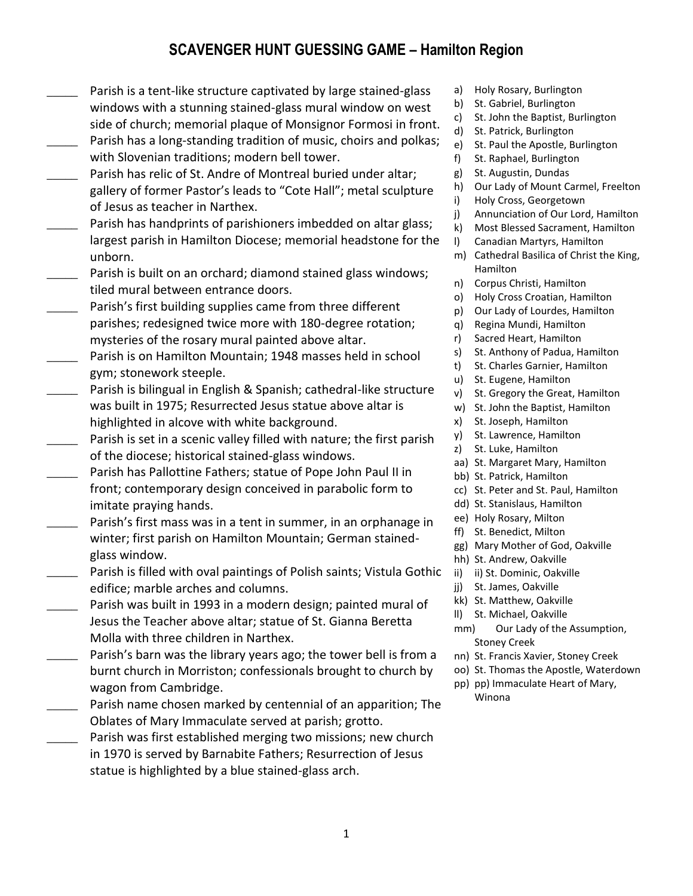# SCAVENGER HUNT GUESSING GAME – Hamilton Region

_____ Parish is a tent-like structure captivated by large stained-glass windows with a stunning stained-glass mural window on west side of church; memorial plaque of Monsignor Formosi in front.

_____ Parish has a long-standing tradition of music, choirs and polkas; with Slovenian traditions; modern bell tower.

_____ Parish has relic of St. Andre of Montreal buried under altar; gallery of former Pastor's leads to "Cote Hall"; metal sculpture of Jesus as teacher in Narthex.

_____ Parish has handprints of parishioners imbedded on altar glass; largest parish in Hamilton Diocese; memorial headstone for the unborn.

_____ Parish is built on an orchard; diamond stained glass windows; tiled mural between entrance doors.

_____ Parish's first building supplies came from three different parishes; redesigned twice more with 180-degree rotation; mysteries of the rosary mural painted above altar.

_____ Parish is on Hamilton Mountain; 1948 masses held in school gym; stonework steeple.

_____ Parish is bilingual in English & Spanish; cathedral-like structure was built in 1975; Resurrected Jesus statue above altar is highlighted in alcove with white background.

_____ Parish is set in a scenic valley filled with nature; the first parish of the diocese; historical stained-glass windows.

_____ Parish has Pallottine Fathers; statue of Pope John Paul II in front; contemporary design conceived in parabolic form to imitate praying hands.

_____ Parish's first mass was in a tent in summer, in an orphanage in winter; first parish on Hamilton Mountain; German stained-glass window.

_____ Parish is filled with oval paintings of Polish saints; Vistula Gothic edifice; marble arches and columns.

_____ Parish was built in 1993 in a modern design; painted mural of Jesus the Teacher above altar; statue of St. Gianna Beretta Molla with three children in Narthex.

_____ Parish's barn was the library years ago; the tower bell is from a burnt church in Morriston; confessionals brought to church by wagon from Cambridge.

_____ Parish name chosen marked by centennial of an apparition; The Oblates of Mary Immaculate served at parish; grotto.

_____ Parish was first established merging two missions; new church in 1970 is served by Barnabite Fathers; Resurrection of Jesus statue is highlighted by a blue stained-glass arch.

a) Holy Rosary, Burlington
b) St. Gabriel, Burlington
c) St. John the Baptist, Burlington
d) St. Patrick, Burlington
e) St. Paul the Apostle, Burlington
f) St. Raphael, Burlington
g) St. Augustin, Dundas
h) Our Lady of Mount Carmel, Freelton
i) Holy Cross, Georgetown
j) Annunciation of Our Lord, Hamilton
k) Most Blessed Sacrament, Hamilton
l) Canadian Martyrs, Hamilton
m) Cathedral Basilica of Christ the King, Hamilton
n) Corpus Christi, Hamilton
o) Holy Cross Croatian, Hamilton
p) Our Lady of Lourdes, Hamilton
q) Regina Mundi, Hamilton
r) Sacred Heart, Hamilton
s) St. Anthony of Padua, Hamilton
t) St. Charles Garnier, Hamilton
u) St. Eugene, Hamilton
v) St. Gregory the Great, Hamilton
w) St. John the Baptist, Hamilton
x) St. Joseph, Hamilton
y) St. Lawrence, Hamilton
z) St. Luke, Hamilton
aa) St. Margaret Mary, Hamilton
bb) St. Patrick, Hamilton
cc) St. Peter and St. Paul, Hamilton
dd) St. Stanislaus, Hamilton
ee) Holy Rosary, Milton
ff) St. Benedict, Milton
gg) Mary Mother of God, Oakville
hh) St. Andrew, Oakville
ii) ii) St. Dominic, Oakville
jj) St. James, Oakville
kk) St. Matthew, Oakville
ll) St. Michael, Oakville
mm) Our Lady of the Assumption, Stoney Creek
nn) St. Francis Xavier, Stoney Creek
oo) St. Thomas the Apostle, Waterdown
pp) pp) Immaculate Heart of Mary, Winona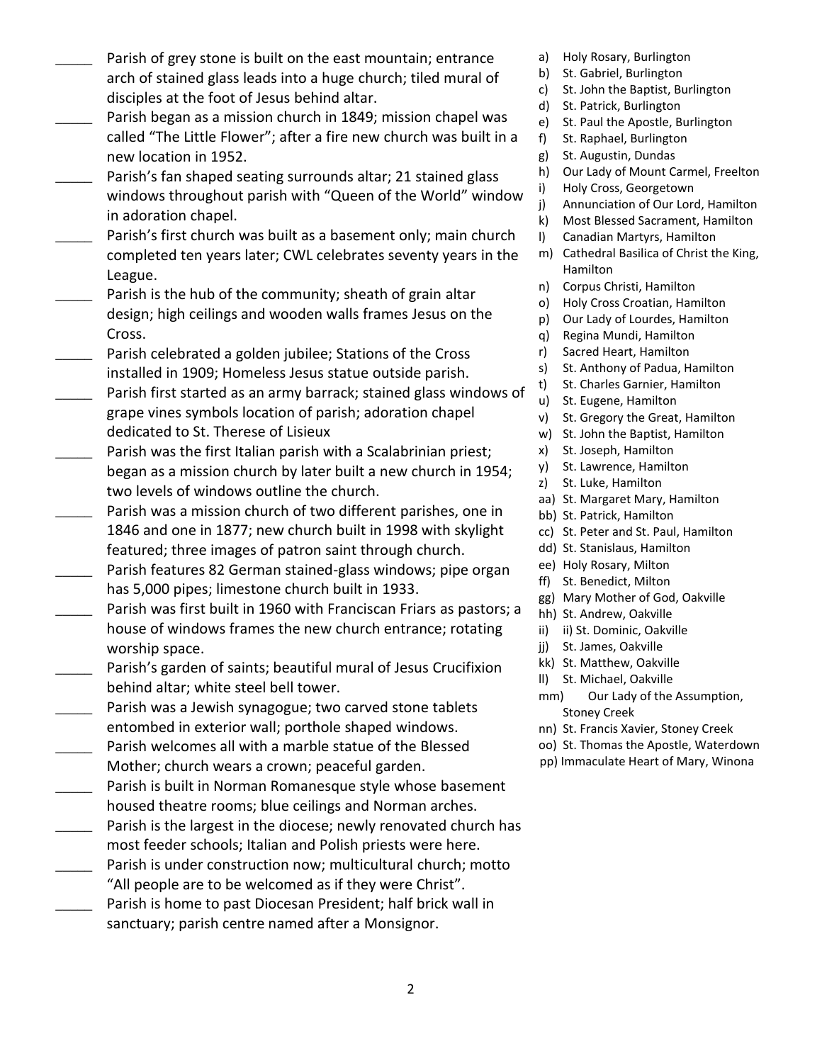_____ Parish of grey stone is built on the east mountain; entrance arch of stained glass leads into a huge church; tiled mural of disciples at the foot of Jesus behind altar.

_____ Parish began as a mission church in 1849; mission chapel was called "The Little Flower"; after a fire new church was built in a new location in 1952.

_____ Parish's fan shaped seating surrounds altar; 21 stained glass windows throughout parish with "Queen of the World" window in adoration chapel.

_____ Parish's first church was built as a basement only; main church completed ten years later; CWL celebrates seventy years in the League.

_____ Parish is the hub of the community; sheath of grain altar design; high ceilings and wooden walls frames Jesus on the Cross.

_____ Parish celebrated a golden jubilee; Stations of the Cross installed in 1909; Homeless Jesus statue outside parish.

_____ Parish first started as an army barrack; stained glass windows of grape vines symbols location of parish; adoration chapel dedicated to St. Therese of Lisieux

_____ Parish was the first Italian parish with a Scalabrinian priest; began as a mission church by later built a new church in 1954; two levels of windows outline the church.

_____ Parish was a mission church of two different parishes, one in 1846 and one in 1877; new church built in 1998 with skylight featured; three images of patron saint through church.

_____ Parish features 82 German stained-glass windows; pipe organ has 5,000 pipes; limestone church built in 1933.

_____ Parish was first built in 1960 with Franciscan Friars as pastors; a house of windows frames the new church entrance; rotating worship space.

_____ Parish's garden of saints; beautiful mural of Jesus Crucifixion behind altar; white steel bell tower.

_____ Parish was a Jewish synagogue; two carved stone tablets entombed in exterior wall; porthole shaped windows.

_____ Parish welcomes all with a marble statue of the Blessed Mother; church wears a crown; peaceful garden.

_____ Parish is built in Norman Romanesque style whose basement housed theatre rooms; blue ceilings and Norman arches.

_____ Parish is the largest in the diocese; newly renovated church has most feeder schools; Italian and Polish priests were here.

_____ Parish is under construction now; multicultural church; motto "All people are to be welcomed as if they were Christ".

_____ Parish is home to past Diocesan President; half brick wall in sanctuary; parish centre named after a Monsignor.

a) Holy Rosary, Burlington
b) St. Gabriel, Burlington
c) St. John the Baptist, Burlington
d) St. Patrick, Burlington
e) St. Paul the Apostle, Burlington
f) St. Raphael, Burlington
g) St. Augustin, Dundas
h) Our Lady of Mount Carmel, Freelton
i) Holy Cross, Georgetown
j) Annunciation of Our Lord, Hamilton
k) Most Blessed Sacrament, Hamilton
l) Canadian Martyrs, Hamilton
m) Cathedral Basilica of Christ the King, Hamilton
n) Corpus Christi, Hamilton
o) Holy Cross Croatian, Hamilton
p) Our Lady of Lourdes, Hamilton
q) Regina Mundi, Hamilton
r) Sacred Heart, Hamilton
s) St. Anthony of Padua, Hamilton
t) St. Charles Garnier, Hamilton
u) St. Eugene, Hamilton
v) St. Gregory the Great, Hamilton
w) St. John the Baptist, Hamilton
x) St. Joseph, Hamilton
y) St. Lawrence, Hamilton
z) St. Luke, Hamilton
aa) St. Margaret Mary, Hamilton
bb) St. Patrick, Hamilton
cc) St. Peter and St. Paul, Hamilton
dd) St. Stanislaus, Hamilton
ee) Holy Rosary, Milton
ff) St. Benedict, Milton
gg) Mary Mother of God, Oakville
hh) St. Andrew, Oakville
ii) ii) St. Dominic, Oakville
jj) St. James, Oakville
kk) St. Matthew, Oakville
ll) St. Michael, Oakville
mm) Our Lady of the Assumption, Stoney Creek
nn) St. Francis Xavier, Stoney Creek
oo) St. Thomas the Apostle, Waterdown
pp) Immaculate Heart of Mary, Winona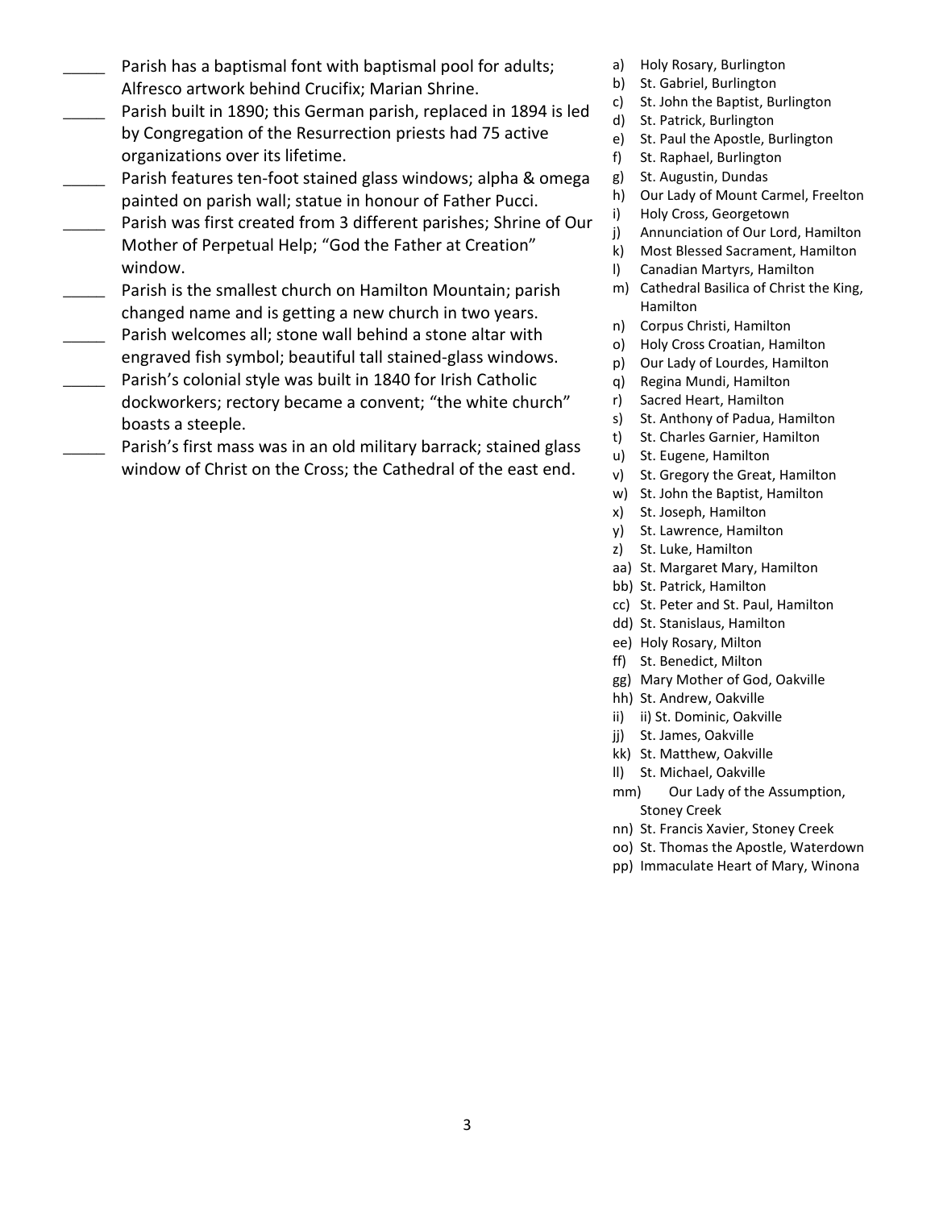_____ Parish has a baptismal font with baptismal pool for adults; Alfresco artwork behind Crucifix; Marian Shrine.

_____ Parish built in 1890; this German parish, replaced in 1894 is led by Congregation of the Resurrection priests had 75 active organizations over its lifetime.

_____ Parish features ten-foot stained glass windows; alpha & omega painted on parish wall; statue in honour of Father Pucci.

_____ Parish was first created from 3 different parishes; Shrine of Our Mother of Perpetual Help; "God the Father at Creation" window.

_____ Parish is the smallest church on Hamilton Mountain; parish changed name and is getting a new church in two years.

_____ Parish welcomes all; stone wall behind a stone altar with engraved fish symbol; beautiful tall stained-glass windows.

_____ Parish's colonial style was built in 1840 for Irish Catholic dockworkers; rectory became a convent; "the white church" boasts a steeple.

_____ Parish's first mass was in an old military barrack; stained glass window of Christ on the Cross; the Cathedral of the east end.

a) Holy Rosary, Burlington
b) St. Gabriel, Burlington
c) St. John the Baptist, Burlington
d) St. Patrick, Burlington
e) St. Paul the Apostle, Burlington
f) St. Raphael, Burlington
g) St. Augustin, Dundas
h) Our Lady of Mount Carmel, Freelton
i) Holy Cross, Georgetown
j) Annunciation of Our Lord, Hamilton
k) Most Blessed Sacrament, Hamilton
l) Canadian Martyrs, Hamilton
m) Cathedral Basilica of Christ the King, Hamilton
n) Corpus Christi, Hamilton
o) Holy Cross Croatian, Hamilton
p) Our Lady of Lourdes, Hamilton
q) Regina Mundi, Hamilton
r) Sacred Heart, Hamilton
s) St. Anthony of Padua, Hamilton
t) St. Charles Garnier, Hamilton
u) St. Eugene, Hamilton
v) St. Gregory the Great, Hamilton
w) St. John the Baptist, Hamilton
x) St. Joseph, Hamilton
y) St. Lawrence, Hamilton
z) St. Luke, Hamilton
aa) St. Margaret Mary, Hamilton
bb) St. Patrick, Hamilton
cc) St. Peter and St. Paul, Hamilton
dd) St. Stanislaus, Hamilton
ee) Holy Rosary, Milton
ff) St. Benedict, Milton
gg) Mary Mother of God, Oakville
hh) St. Andrew, Oakville
ii) ii) St. Dominic, Oakville
jj) St. James, Oakville
kk) St. Matthew, Oakville
ll) St. Michael, Oakville
mm) Our Lady of the Assumption, Stoney Creek
nn) St. Francis Xavier, Stoney Creek
oo) St. Thomas the Apostle, Waterdown
pp) Immaculate Heart of Mary, Winona